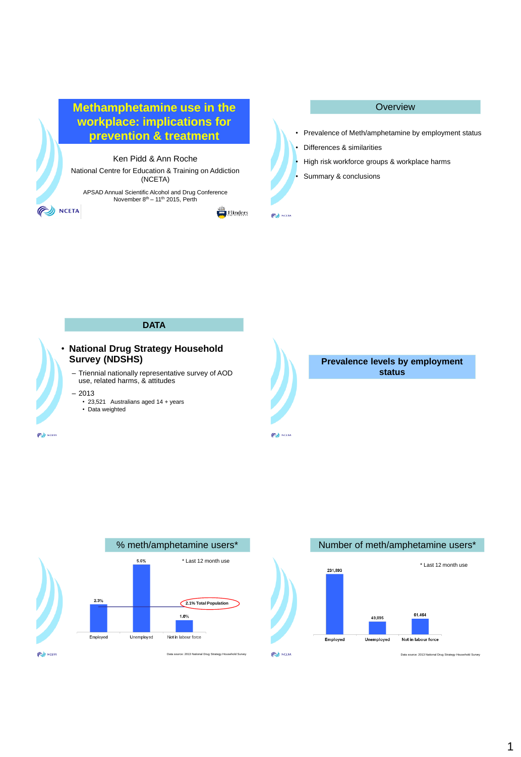# Methamphetamine use in the workplace: implications for prevention & treatment

Ken Pidd & Ann Roche

National Centre for Education & Training on Addiction (NCETA)

APSAD Annual Scientific Alcohol and Drug Conference
November 8th – 11th 2015, Perth

## Overview

- Prevalence of Meth/amphetamine by employment status
- Differences & similarities
- High risk workforce groups & workplace harms
- Summary & conclusions

## DATA

- **National Drug Strategy Household Survey (NDSHS)**
  - Triennial nationally representative survey of AOD use, related harms, & attitudes
  - 2013
    - 23,521 Australians aged 14 + years
    - Data weighted

## Prevalence levels by employment status

## % meth/amphetamine users*

\* Last 12 month use

| Employed | Unemployed | Not in labour force |
|---|---|---|
| 2.3% | 5.6% | 1.0% |

2.1% Total Population

Data source: 2013 National Drug Strategy Household Survey

## Number of meth/amphetamine users*

\* Last 12 month use

| Employed | Unemployed | Not in labour force |
|---|---|---|
| 231,893 | 49,895 | 61,464 |

Data source: 2013 National Drug Strategy Household Survey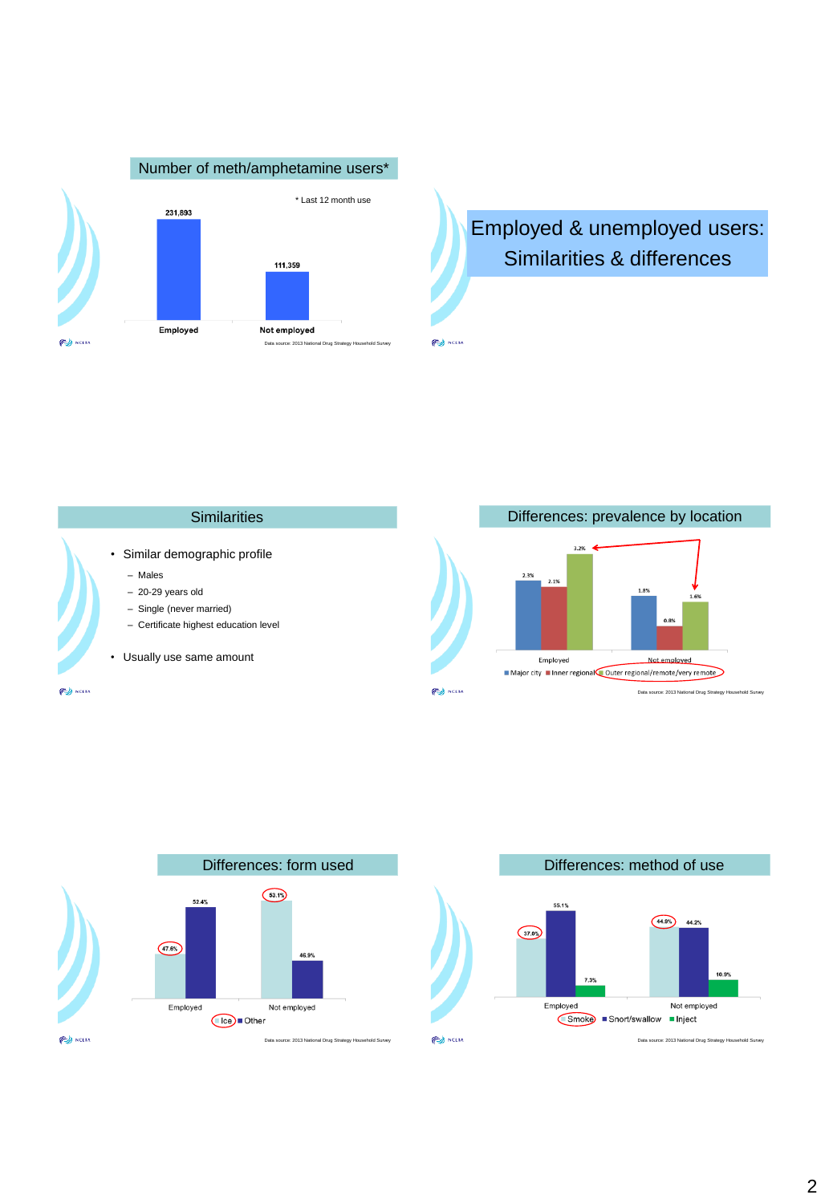## Number of meth/amphetamine users*

* Last 12 month use

| | Employed | Not employed |
|---|---|---|
| Users | 231,893 | 111,359 |

Data source: 2013 National Drug Strategy Household Survey

## Employed & unemployed users: Similarities & differences

## Similarities

- Similar demographic profile
  - Males
  - 20-29 years old
  - Single (never married)
  - Certificate highest education level
- Usually use same amount

## Differences: prevalence by location

| | Major city | Inner regional | Outer regional/remote/very remote |
|---|---|---|---|
| Employed | 2.3% | 2.1% | 3.2% |
| Not employed | 1.8% | 0.8% | 1.6% |

Data source: 2013 National Drug Strategy Household Survey

## Differences: form used

| | Ice | Other |
|---|---|---|
| Employed | 47.6% | 52.4% |
| Not employed | 53.1% | 46.9% |

Data source: 2013 National Drug Strategy Household Survey

## Differences: method of use

| | Smoke | Snort/swallow | Inject |
|---|---|---|---|
| Employed | 37.0% | 55.1% | 7.3% |
| Not employed | 44.9% | 44.2% | 10.9% |

Data source: 2013 National Drug Strategy Household Survey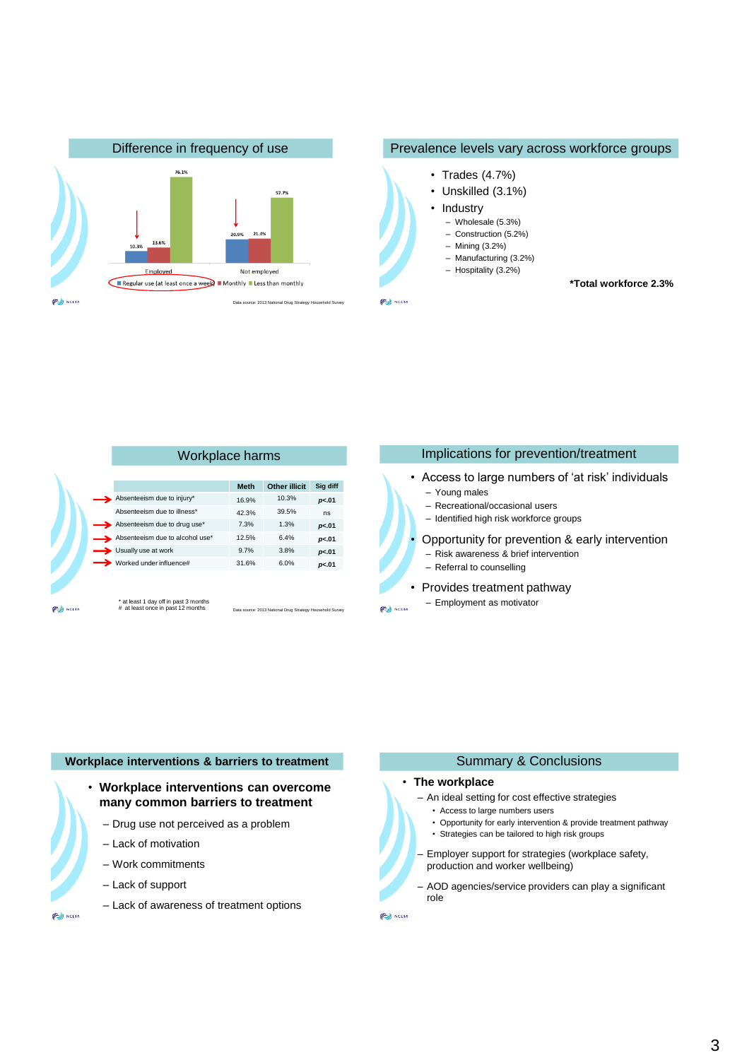## Difference in frequency of use

| | Regular use (at least once a week) | Monthly | Less than monthly |
|---|---|---|---|
| Employed | 10.3% | 13.6% | 76.1% |
| Not employed | 20.9% | 21.4% | 57.7% |

Data source: 2013 National Drug Strategy Household Survey

## Prevalence levels vary across workforce groups

- Trades (4.7%)
- Unskilled (3.1%)
- Industry
  - Wholesale (5.3%)
  - Construction (5.2%)
  - Mining (3.2%)
  - Manufacturing (3.2%)
  - Hospitality (3.2%)

**\*Total workforce 2.3%**

## Workplace harms

| | Meth | Other illicit | Sig diff |
|---|---|---|---|
| Absenteeism due to injury* | 16.9% | 10.3% | $p$<.01 |
| Absenteeism due to illness* | 42.3% | 39.5% | ns |
| Absenteeism due to drug use* | 7.3% | 1.3% | $p$<.01 |
| Absenteeism due to alcohol use* | 12.5% | 6.4% | $p$<.01 |
| Usually use at work | 9.7% | 3.8% | $p$<.01 |
| Worked under influence# | 31.6% | 6.0% | $p$<.01 |

\* at least 1 day off in past 3 months
\# at least once in past 12 months

Data source: 2013 National Drug Strategy Household Survey

## Implications for prevention/treatment

- Access to large numbers of 'at risk' individuals
  - Young males
  - Recreational/occasional users
  - Identified high risk workforce groups
- Opportunity for prevention & early intervention
  - Risk awareness & brief intervention
  - Referral to counselling
- Provides treatment pathway
  - Employment as motivator

## Workplace interventions & barriers to treatment

- **Workplace interventions can overcome many common barriers to treatment**
  - Drug use not perceived as a problem
  - Lack of motivation
  - Work commitments
  - Lack of support
  - Lack of awareness of treatment options

## Summary & Conclusions

- **The workplace**
  - An ideal setting for cost effective strategies
    - Access to large numbers users
    - Opportunity for early intervention & provide treatment pathway
    - Strategies can be tailored to high risk groups
  - Employer support for strategies (workplace safety, production and worker wellbeing)
  - AOD agencies/service providers can play a significant role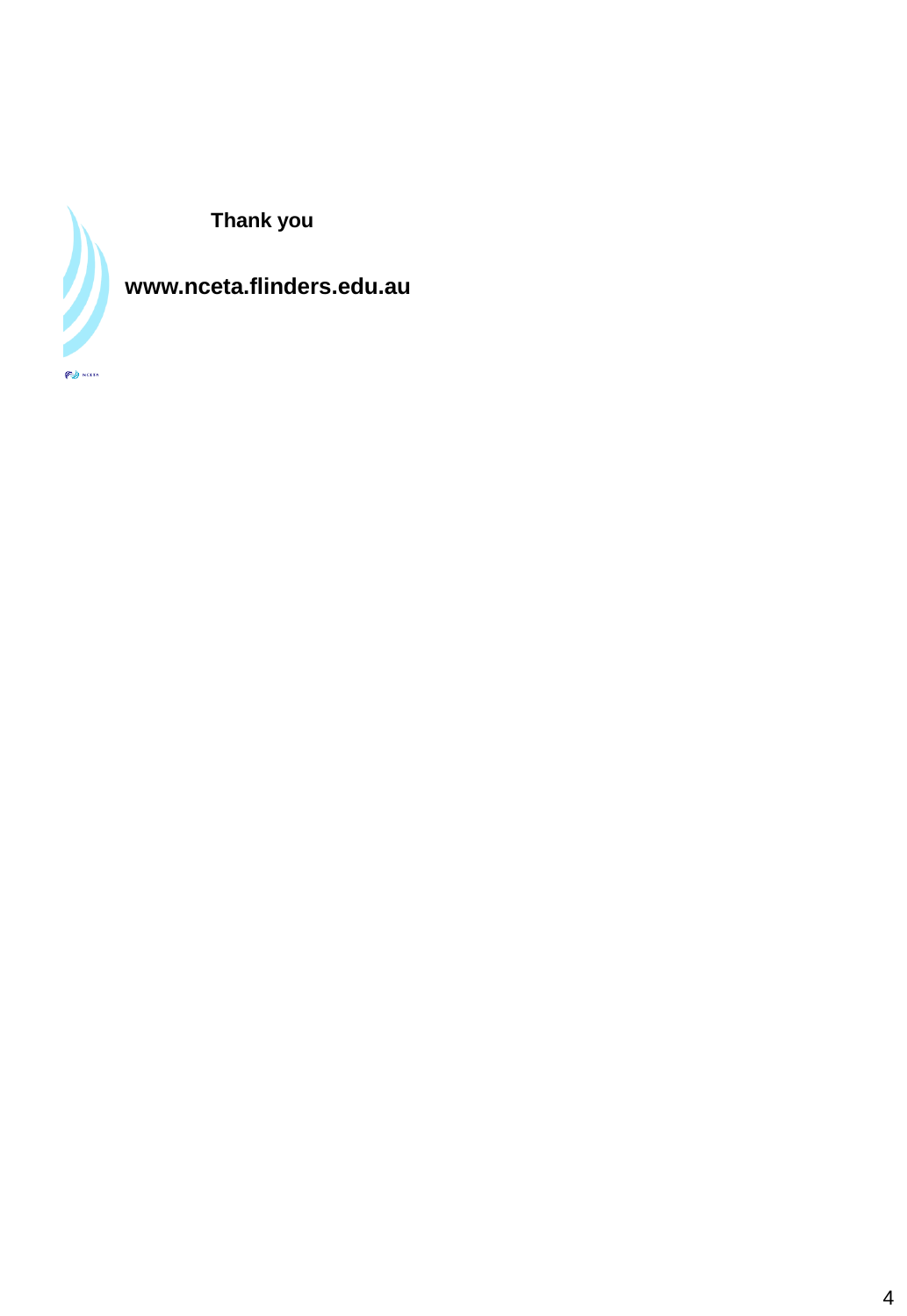**Thank you**

**www.nceta.flinders.edu.au**